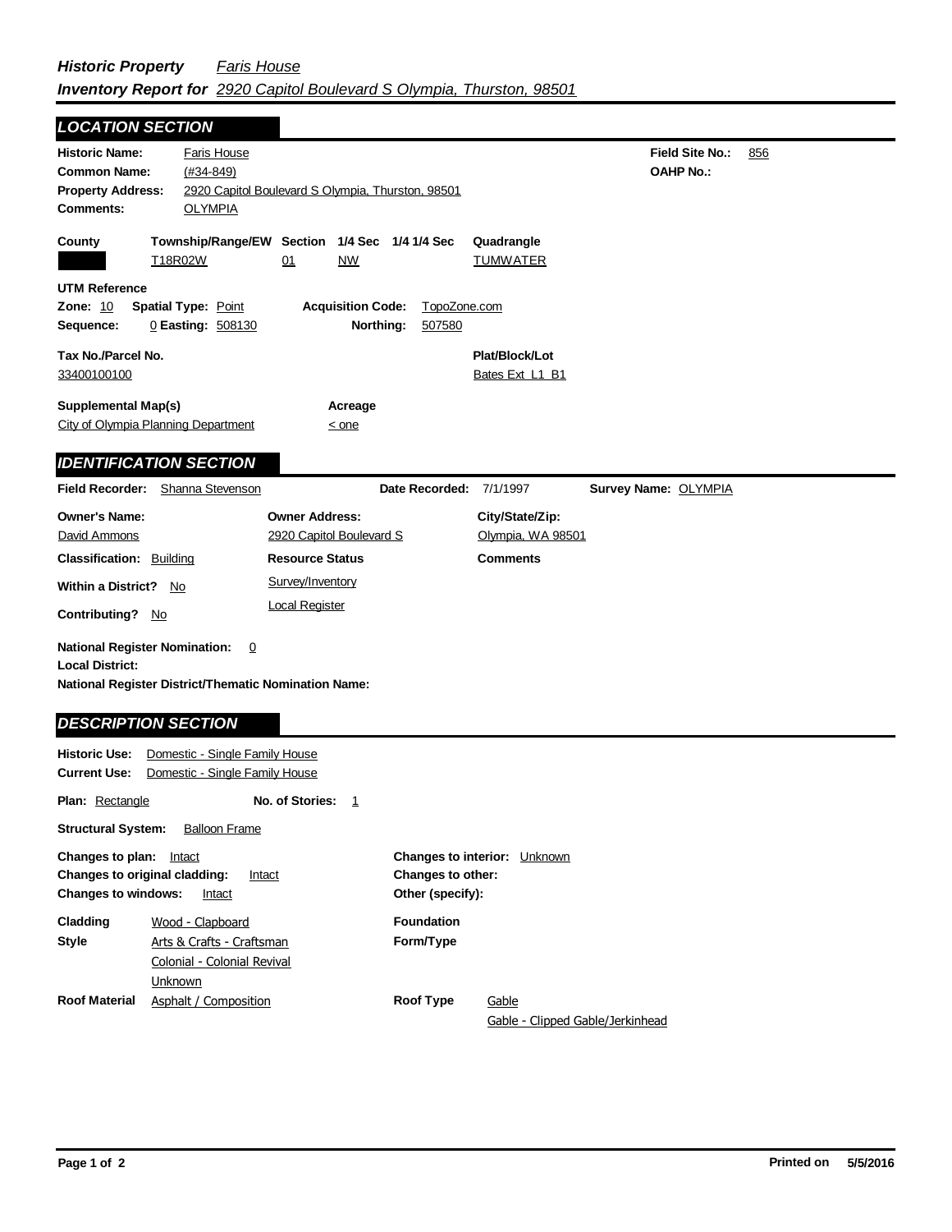***Historic Property*** *Faris House*

***Inventory Report for*** *2920 Capitol Boulevard S Olympia, Thurston, 98501*

## LOCATION SECTION

**Historic Name:** Faris House

**Common Name:** (#34-849)

**Property Address:** 2920 Capitol Boulevard S Olympia, Thurston, 98501

**Comments:** OLYMPIA

**Field Site No.:** 856

**OAHP No.:**

| County | Township/Range/EW | Section | 1/4 Sec | 1/4 1/4 Sec | Quadrangle |
|---|---|---|---|---|---|
| | T18R02W | 01 | NW | | TUMWATER |

**UTM Reference**

**Zone:** 10 **Spatial Type:** Point **Acquisition Code:** TopoZone.com

**Sequence:** 0 **Easting:** 508130 **Northing:** 507580

**Tax No./Parcel No.** 33400100100

**Plat/Block/Lot** Bates Ext L1 B1

**Supplemental Map(s)** City of Olympia Planning Department

**Acreage** < one

## IDENTIFICATION SECTION

**Field Recorder:** Shanna Stevenson **Date Recorded:** 7/1/1997 **Survey Name:** OLYMPIA

| Owner's Name: | Owner Address: | City/State/Zip: |
|---|---|---|
| David Ammons | 2920 Capitol Boulevard S | Olympia, WA 98501 |

**Classification:** Building

**Resource Status**

Survey/Inventory

Local Register

**Comments**

**Within a District?** No

**Contributing?** No

**National Register Nomination:** 0

**Local District:**

**National Register District/Thematic Nomination Name:**

## DESCRIPTION SECTION

**Historic Use:** Domestic - Single Family House

**Current Use:** Domestic - Single Family House

**Plan:** Rectangle **No. of Stories:** 1

**Structural System:** Balloon Frame

**Changes to plan:** Intact

**Changes to original cladding:** Intact

**Changes to windows:** Intact

**Changes to interior:** Unknown

**Changes to other:**

**Other (specify):**

**Cladding** Wood - Clapboard

**Style** Arts & Crafts - Craftsman; Colonial - Colonial Revival; Unknown

**Roof Material** Asphalt / Composition

**Foundation**

**Form/Type**

**Roof Type** Gable; Gable - Clipped Gable/Jerkinhead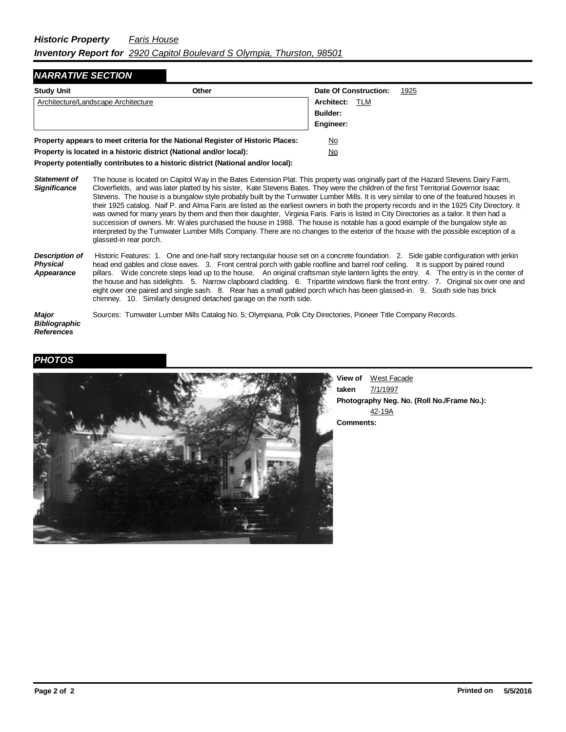***Historic Property*** *Faris House*

***Inventory Report for*** *2920 Capitol Boulevard S Olympia, Thurston, 98501*

## NARRATIVE SECTION

| Study Unit | Other | | |
|---|---|---|---|
| Architecture/Landscape Architecture | | **Date Of Construction:** | 1925 |
| | | **Architect:** | TLM |
| | | **Builder:** | |
| | | **Engineer:** | |

**Property appears to meet criteria for the National Register of Historic Places:** No

**Property is located in a historic district (National and/or local):** No

**Property potentially contributes to a historic district (National and/or local):**

***Statement of Significance***

The house is located on Capitol Way in the Bates Extension Plat. This property was originally part of the Hazard Stevens Dairy Farm, Cloverfields, and was later platted by his sister, Kate Stevens Bates. They were the children of the first Territorial Governor Isaac Stevens. The house is a bungalow style probably built by the Tumwater Lumber Mills. It is very similar to one of the featured houses in their 1925 catalog. Naif P. and Alma Faris are listed as the earliest owners in both the property records and in the 1925 City Directory. It was owned for many years by them and then their daughter, Virginia Faris. Faris is listed in City Directories as a tailor. It then had a succession of owners. Mr. Wales purchased the house in 1988. The house is notable has a good example of the bungalow style as interpreted by the Tumwater Lumber Mills Company. There are no changes to the exterior of the house with the possible exception of a glassed-in rear porch.

***Description of Physical Appearance***

Historic Features: 1. One and one-half story rectangular house set on a concrete foundation. 2. Side gable configuration with jerkin head end gables and close eaves. 3. Front central porch with gable roofline and barrel roof ceiling. It is support by paired round pillars. Wide concrete steps lead up to the house. An original craftsman style lantern lights the entry. 4. The entry is in the center of the house and has sidelights. 5. Narrow clapboard cladding. 6. Tripartite windows flank the front entry. 7. Original six over one and eight over one paired and single sash. 8. Rear has a small gabled porch which has been glassed-in. 9. South side has brick chimney. 10. Similarly designed detached garage on the north side.

***Major Bibliographic References***

Sources: Tumwater Lumber Mills Catalog No. 5; Olympiana, Polk City Directories, Pioneer Title Company Records.

## PHOTOS

**View of** West Facade

**taken** 7/1/1997

**Photography Neg. No. (Roll No./Frame No.):** 42-19A

**Comments:**